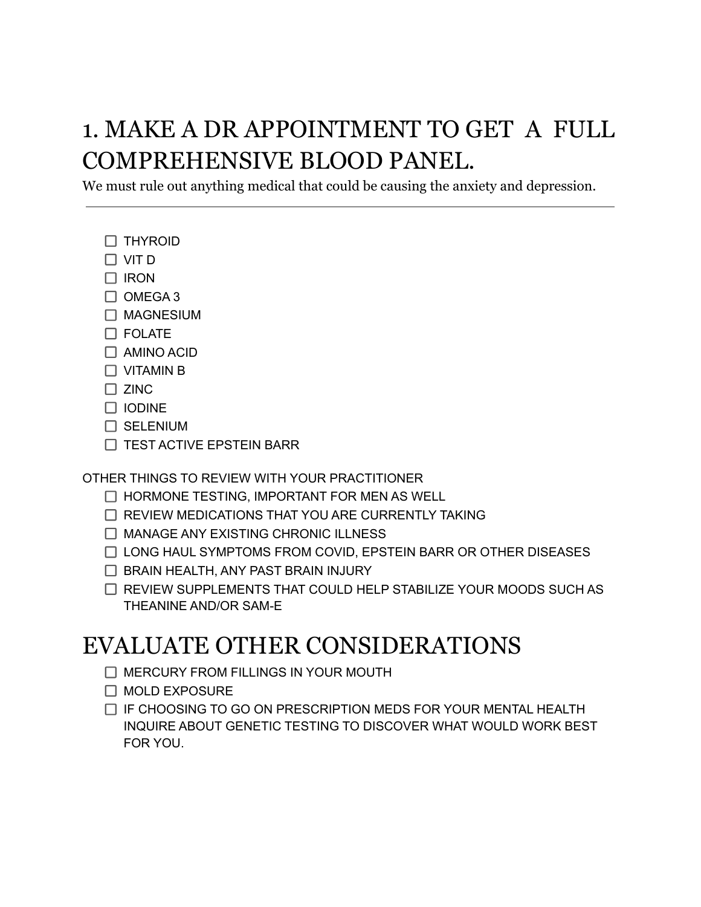# 1. MAKE A DR APPOINTMENT TO GET A FULL COMPREHENSIVE BLOOD PANEL.

We must rule out anything medical that could be causing the anxiety and depression.

---

- [ ] THYROID
- [ ] VIT D
- [ ] IRON
- [ ] OMEGA 3
- [ ] MAGNESIUM
- [ ] FOLATE
- [ ] AMINO ACID
- [ ] VITAMIN B
- [ ] ZINC
- [ ] IODINE
- [ ] SELENIUM
- [ ] TEST ACTIVE EPSTEIN BARR

OTHER THINGS TO REVIEW WITH YOUR PRACTITIONER

- [ ] HORMONE TESTING, IMPORTANT FOR MEN AS WELL
- [ ] REVIEW MEDICATIONS THAT YOU ARE CURRENTLY TAKING
- [ ] MANAGE ANY EXISTING CHRONIC ILLNESS
- [ ] LONG HAUL SYMPTOMS FROM COVID, EPSTEIN BARR OR OTHER DISEASES
- [ ] BRAIN HEALTH, ANY PAST BRAIN INJURY
- [ ] REVIEW SUPPLEMENTS THAT COULD HELP STABILIZE YOUR MOODS SUCH AS THEANINE AND/OR SAM-E

# EVALUATE OTHER CONSIDERATIONS

- [ ] MERCURY FROM FILLINGS IN YOUR MOUTH
- [ ] MOLD EXPOSURE
- [ ] IF CHOOSING TO GO ON PRESCRIPTION MEDS FOR YOUR MENTAL HEALTH INQUIRE ABOUT GENETIC TESTING TO DISCOVER WHAT WOULD WORK BEST FOR YOU.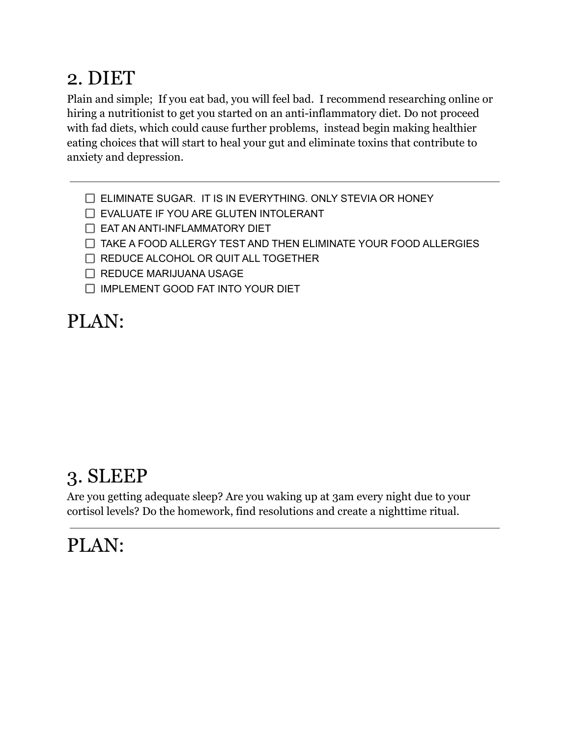## 2. DIET

Plain and simple;  If you eat bad, you will feel bad.  I recommend researching online or hiring a nutritionist to get you started on an anti-inflammatory diet. Do not proceed with fad diets, which could cause further problems,  instead begin making healthier eating choices that will start to heal your gut and eliminate toxins that contribute to anxiety and depression.

---

- [ ] ELIMINATE SUGAR.  IT IS IN EVERYTHING. ONLY STEVIA OR HONEY
- [ ] EVALUATE IF YOU ARE GLUTEN INTOLERANT
- [ ] EAT AN ANTI-INFLAMMATORY DIET
- [ ] TAKE A FOOD ALLERGY TEST AND THEN ELIMINATE YOUR FOOD ALLERGIES
- [ ] REDUCE ALCOHOL OR QUIT ALL TOGETHER
- [ ] REDUCE MARIJUANA USAGE
- [ ] IMPLEMENT GOOD FAT INTO YOUR DIET

## PLAN:

## 3. SLEEP

Are you getting adequate sleep? Are you waking up at 3am every night due to your cortisol levels? Do the homework, find resolutions and create a nighttime ritual.

---

## PLAN: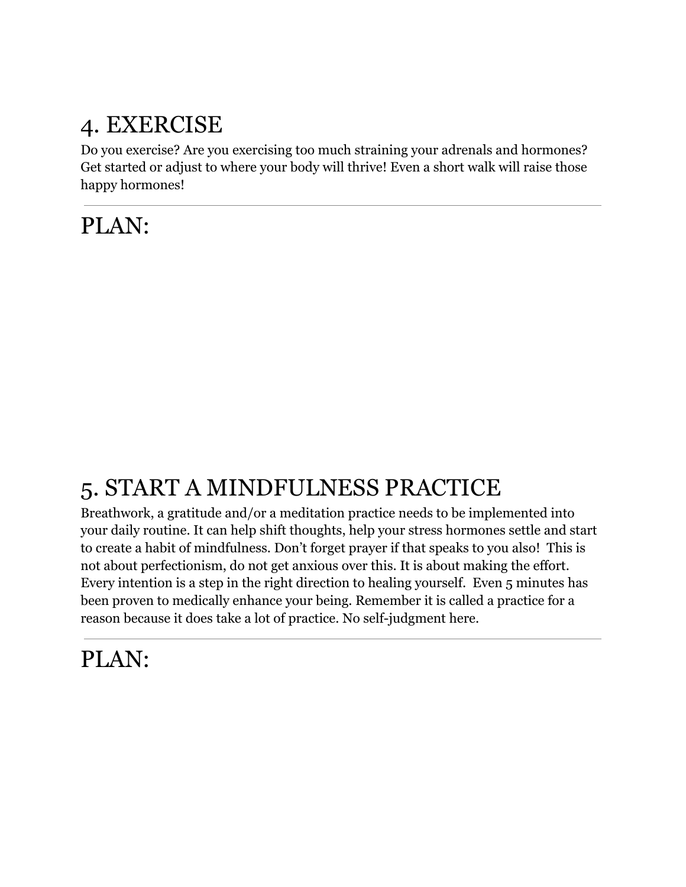## 4. EXERCISE

Do you exercise? Are you exercising too much straining your adrenals and hormones? Get started or adjust to where your body will thrive! Even a short walk will raise those happy hormones!

---

## PLAN:

## 5. START A MINDFULNESS PRACTICE

Breathwork, a gratitude and/or a meditation practice needs to be implemented into your daily routine. It can help shift thoughts, help your stress hormones settle and start to create a habit of mindfulness. Don't forget prayer if that speaks to you also! This is not about perfectionism, do not get anxious over this. It is about making the effort. Every intention is a step in the right direction to healing yourself. Even 5 minutes has been proven to medically enhance your being. Remember it is called a practice for a reason because it does take a lot of practice. No self-judgment here.

---

## PLAN: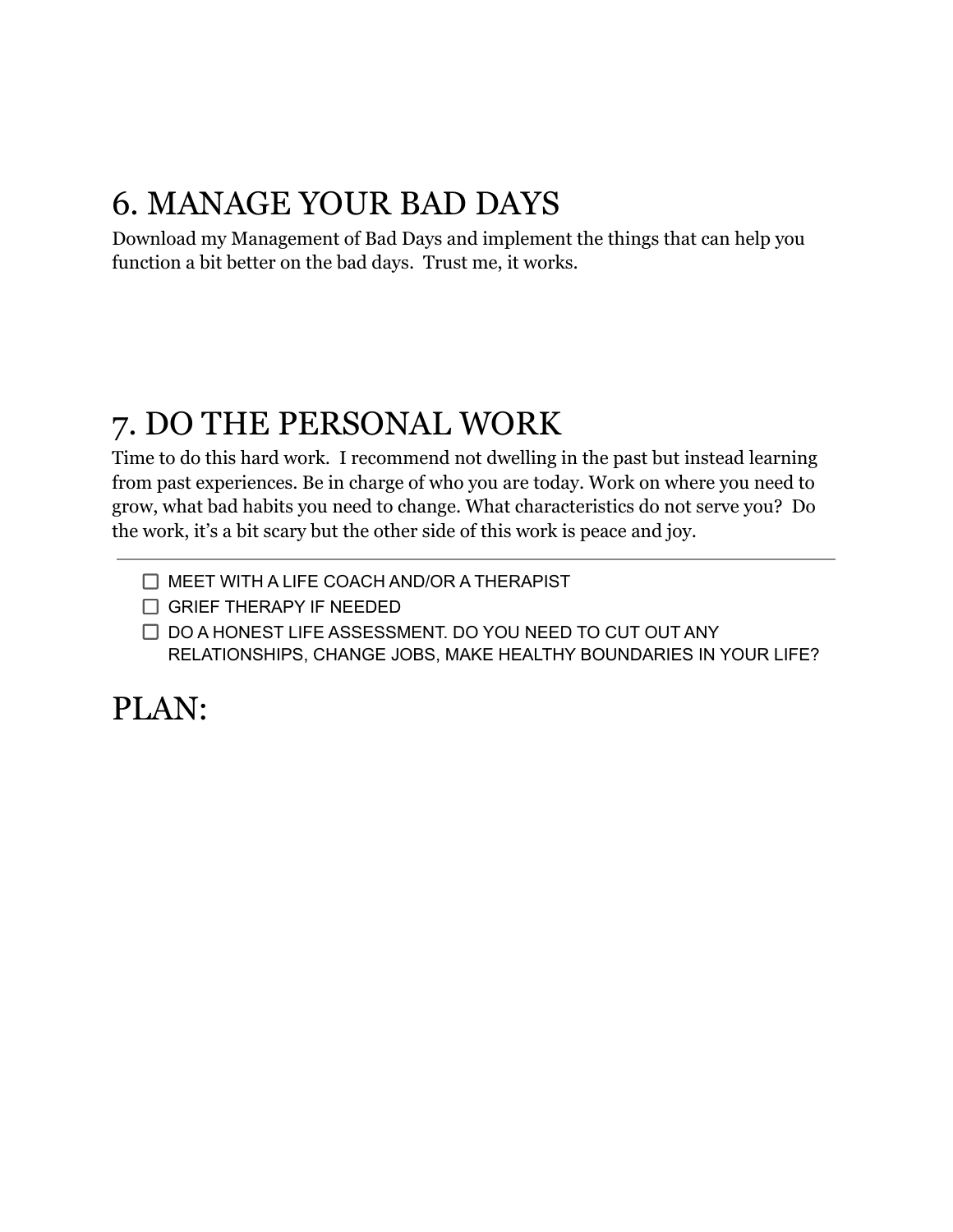## 6. MANAGE YOUR BAD DAYS

Download my Management of Bad Days and implement the things that can help you function a bit better on the bad days. Trust me, it works.

## 7. DO THE PERSONAL WORK

Time to do this hard work. I recommend not dwelling in the past but instead learning from past experiences. Be in charge of who you are today. Work on where you need to grow, what bad habits you need to change. What characteristics do not serve you? Do the work, it's a bit scary but the other side of this work is peace and joy.

---

- [ ] MEET WITH A LIFE COACH AND/OR A THERAPIST
- [ ] GRIEF THERAPY IF NEEDED
- [ ] DO A HONEST LIFE ASSESSMENT. DO YOU NEED TO CUT OUT ANY RELATIONSHIPS, CHANGE JOBS, MAKE HEALTHY BOUNDARIES IN YOUR LIFE?

## PLAN: